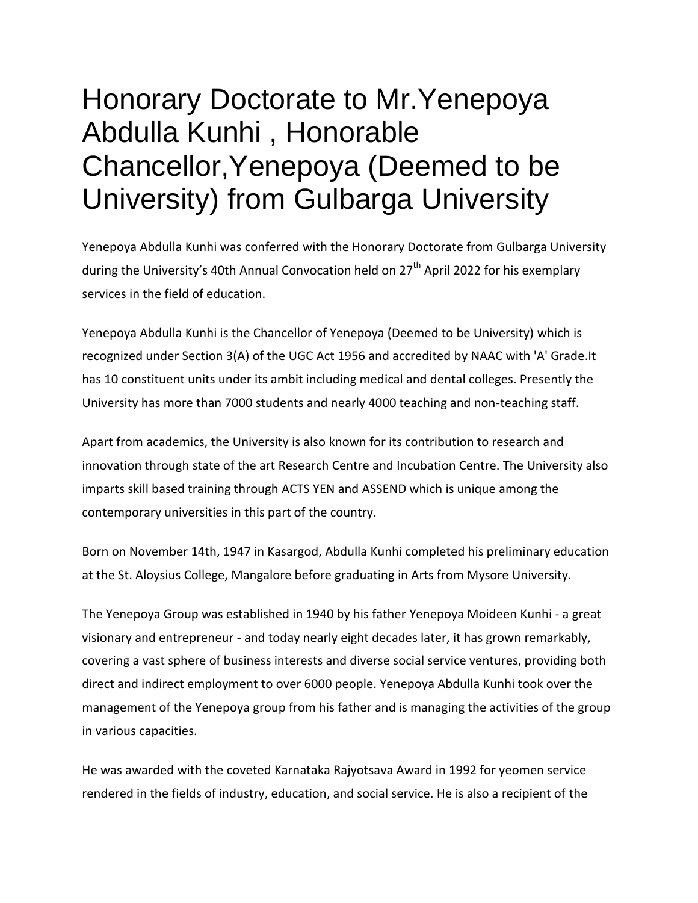# Honorary Doctorate to Mr.Yenepoya Abdulla Kunhi , Honorable Chancellor,Yenepoya (Deemed to be University) from Gulbarga University

Yenepoya Abdulla Kunhi was conferred with the Honorary Doctorate from Gulbarga University during the University's 40th Annual Convocation held on 27th April 2022 for his exemplary services in the field of education.

Yenepoya Abdulla Kunhi is the Chancellor of Yenepoya (Deemed to be University) which is recognized under Section 3(A) of the UGC Act 1956 and accredited by NAAC with 'A' Grade.It has 10 constituent units under its ambit including medical and dental colleges. Presently the University has more than 7000 students and nearly 4000 teaching and non-teaching staff.

Apart from academics, the University is also known for its contribution to research and innovation through state of the art Research Centre and Incubation Centre. The University also imparts skill based training through ACTS YEN and ASSEND which is unique among the contemporary universities in this part of the country.

Born on November 14th, 1947 in Kasargod, Abdulla Kunhi completed his preliminary education at the St. Aloysius College, Mangalore before graduating in Arts from Mysore University.

The Yenepoya Group was established in 1940 by his father Yenepoya Moideen Kunhi - a great visionary and entrepreneur - and today nearly eight decades later, it has grown remarkably, covering a vast sphere of business interests and diverse social service ventures, providing both direct and indirect employment to over 6000 people. Yenepoya Abdulla Kunhi took over the management of the Yenepoya group from his father and is managing the activities of the group in various capacities.

He was awarded with the coveted Karnataka Rajyotsava Award in 1992 for yeomen service rendered in the fields of industry, education, and social service. He is also a recipient of the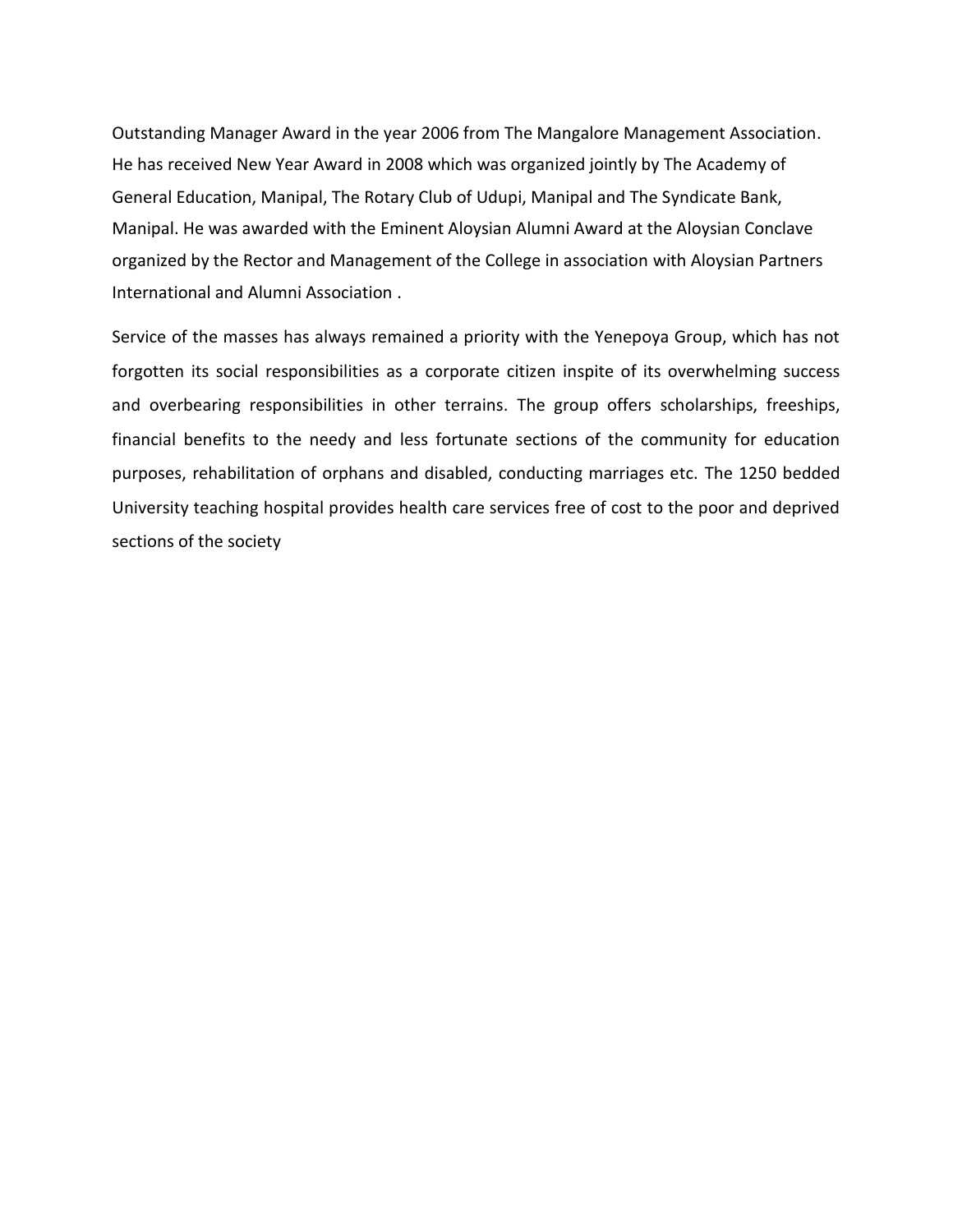Outstanding Manager Award in the year 2006 from The Mangalore Management Association. He has received New Year Award in 2008 which was organized jointly by The Academy of General Education, Manipal, The Rotary Club of Udupi, Manipal and The Syndicate Bank, Manipal. He was awarded with the Eminent Aloysian Alumni Award at the Aloysian Conclave organized by the Rector and Management of the College in association with Aloysian Partners International and Alumni Association .

Service of the masses has always remained a priority with the Yenepoya Group, which has not forgotten its social responsibilities as a corporate citizen inspite of its overwhelming success and overbearing responsibilities in other terrains. The group offers scholarships, freeships, financial benefits to the needy and less fortunate sections of the community for education purposes, rehabilitation of orphans and disabled, conducting marriages etc. The 1250 bedded University teaching hospital provides health care services free of cost to the poor and deprived sections of the society